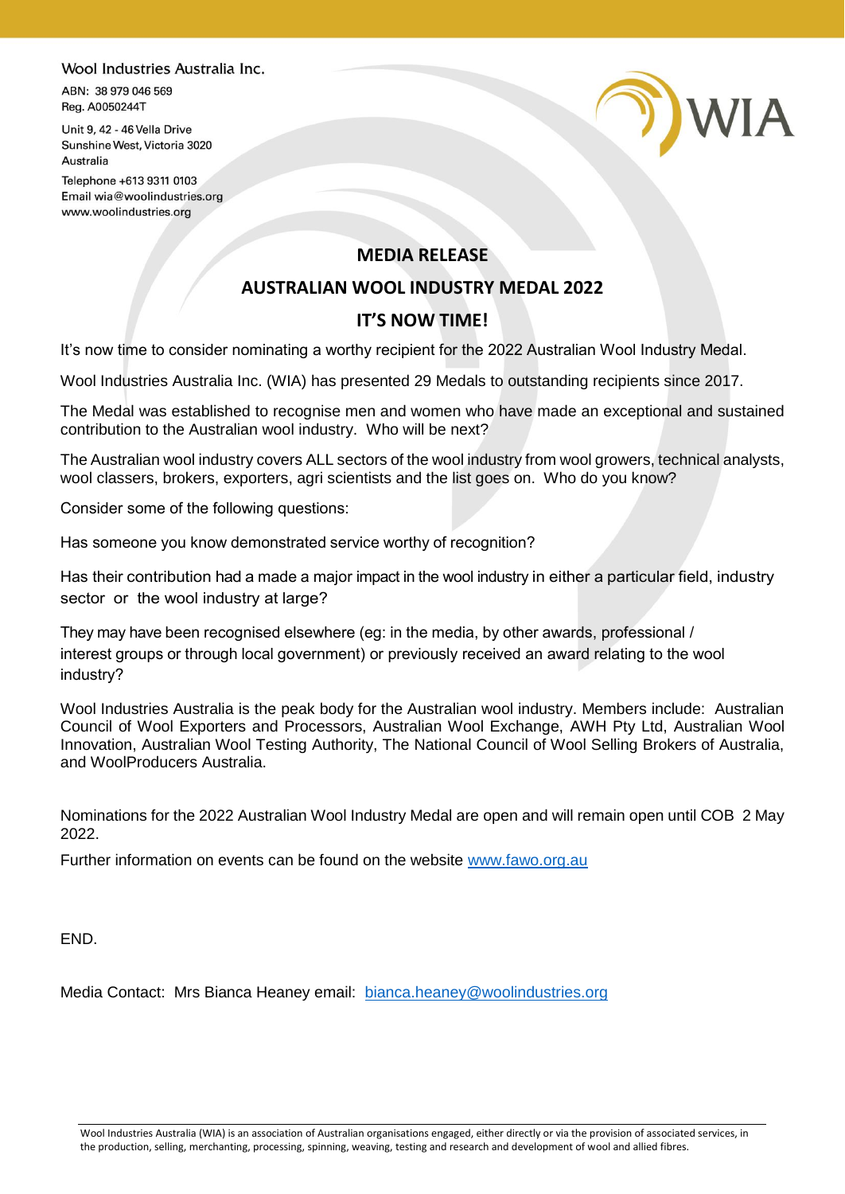Wool Industries Australia Inc.

ABN: 38 979 046 569
Reg. A0050244T

Unit 9, 42 - 46 Vella Drive
Sunshine West, Victoria 3020
Australia

Telephone +613 9311 0103
Email wia@woolindustries.org
www.woolindustries.org

WIA

## MEDIA RELEASE

## AUSTRALIAN WOOL INDUSTRY MEDAL 2022

## IT'S NOW TIME!

It's now time to consider nominating a worthy recipient for the 2022 Australian Wool Industry Medal.

Wool Industries Australia Inc. (WIA) has presented 29 Medals to outstanding recipients since 2017.

The Medal was established to recognise men and women who have made an exceptional and sustained contribution to the Australian wool industry. Who will be next?

The Australian wool industry covers ALL sectors of the wool industry from wool growers, technical analysts, wool classers, brokers, exporters, agri scientists and the list goes on. Who do you know?

Consider some of the following questions:

Has someone you know demonstrated service worthy of recognition?

Has their contribution had a made a major impact in the wool industry in either a particular field, industry sector or the wool industry at large?

They may have been recognised elsewhere (eg: in the media, by other awards, professional / interest groups or through local government) or previously received an award relating to the wool industry?

Wool Industries Australia is the peak body for the Australian wool industry. Members include: Australian Council of Wool Exporters and Processors, Australian Wool Exchange, AWH Pty Ltd, Australian Wool Innovation, Australian Wool Testing Authority, The National Council of Wool Selling Brokers of Australia, and WoolProducers Australia.

Nominations for the 2022 Australian Wool Industry Medal are open and will remain open until COB 2 May 2022.

Further information on events can be found on the website [www.fawo.org.au](www.fawo.org.au)

END.

Media Contact: Mrs Bianca Heaney email: [bianca.heaney@woolindustries.org](mailto:bianca.heaney@woolindustries.org)

Wool Industries Australia (WIA) is an association of Australian organisations engaged, either directly or via the provision of associated services, in the production, selling, merchanting, processing, spinning, weaving, testing and research and development of wool and allied fibres.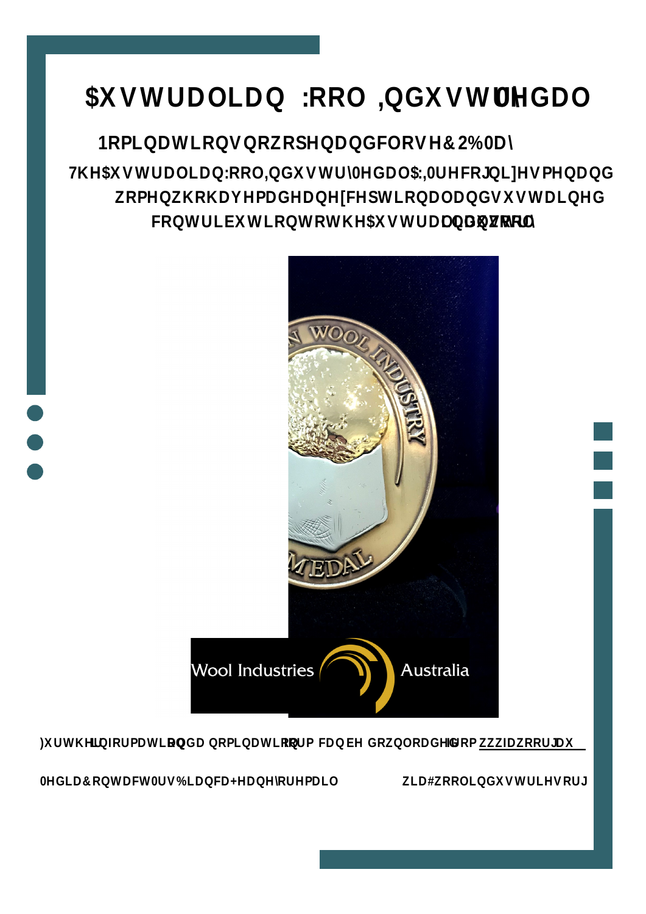# $XVWUDOLDQ :RRO ,QGXVWU\ 0HGDO

**1RPLQDWLRQVQRZRSHQDQGFORVH&2%0D\**

**7KH$XVWUDOLDQ:RRO,QGXVWU\0HGDO$:,0UHFRJQL]HVPHQDQG ZRPHQZKRKDYHPDGHDQH[FHSWLRQDODQGVXVWDLQHG FRQWULEXWLRQWRWKH$XVWUDOLDQZRROLQGXVWU\**

Wool Industries Australia

)XUWKHULQIRUPDWLRQDQGD QRPLQDWLRQIRUP FDQ EH GRZQORDGHGIURP ZZZIDZRRUJDX

0HGLD&RQWDFW0UV%LDQFD+HDQH\RUHPDLO ZLD#ZRROLQGXVWULHVRUJ